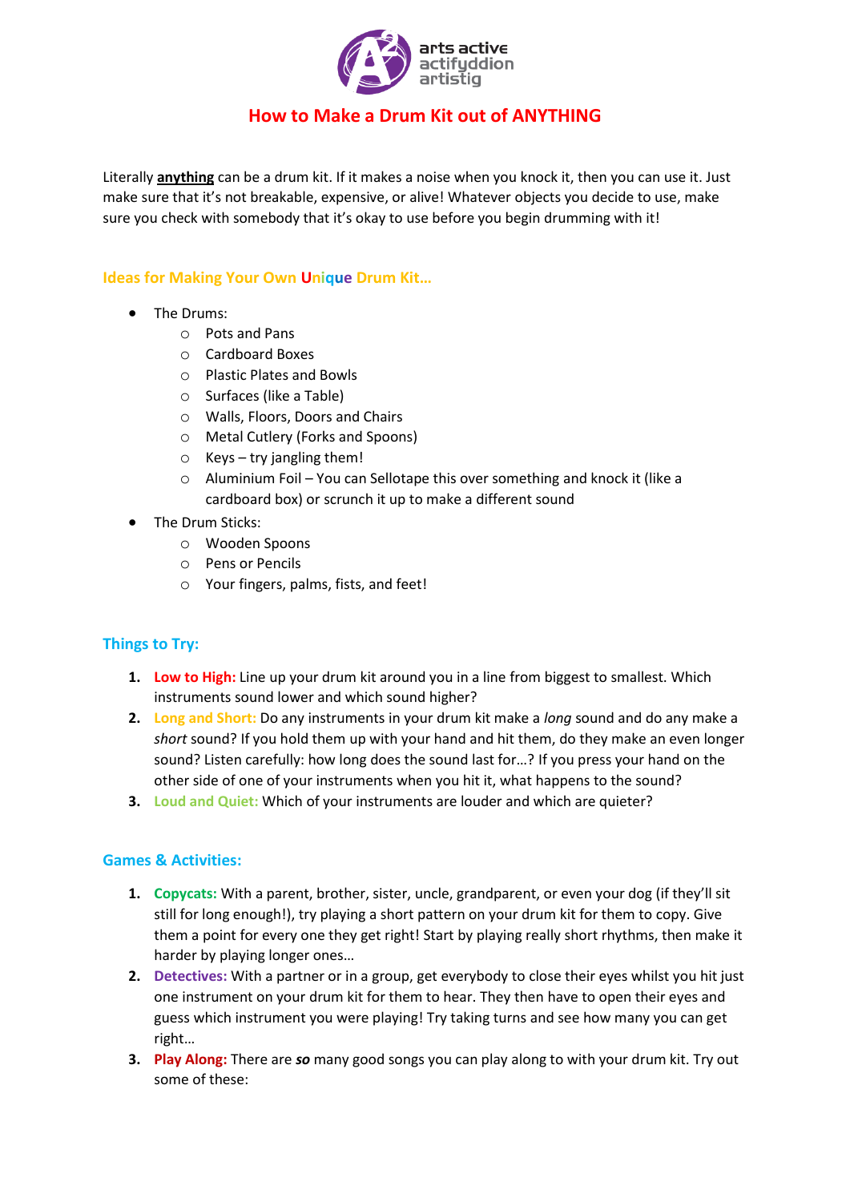arts active
actifyddion
artistig

# How to Make a Drum Kit out of ANYTHING

Literally **anything** can be a drum kit. If it makes a noise when you knock it, then you can use it. Just make sure that it's not breakable, expensive, or alive! Whatever objects you decide to use, make sure you check with somebody that it's okay to use before you begin drumming with it!

## Ideas for Making Your Own Unique Drum Kit…

- The Drums:
  - Pots and Pans
  - Cardboard Boxes
  - Plastic Plates and Bowls
  - Surfaces (like a Table)
  - Walls, Floors, Doors and Chairs
  - Metal Cutlery (Forks and Spoons)
  - Keys – try jangling them!
  - Aluminium Foil – You can Sellotape this over something and knock it (like a cardboard box) or scrunch it up to make a different sound
- The Drum Sticks:
  - Wooden Spoons
  - Pens or Pencils
  - Your fingers, palms, fists, and feet!

## Things to Try:

1. **Low to High:** Line up your drum kit around you in a line from biggest to smallest. Which instruments sound lower and which sound higher?
2. **Long and Short:** Do any instruments in your drum kit make a *long* sound and do any make a *short* sound? If you hold them up with your hand and hit them, do they make an even longer sound? Listen carefully: how long does the sound last for…? If you press your hand on the other side of one of your instruments when you hit it, what happens to the sound?
3. **Loud and Quiet:** Which of your instruments are louder and which are quieter?

## Games & Activities:

1. **Copycats:** With a parent, brother, sister, uncle, grandparent, or even your dog (if they'll sit still for long enough!), try playing a short pattern on your drum kit for them to copy. Give them a point for every one they get right! Start by playing really short rhythms, then make it harder by playing longer ones…
2. **Detectives:** With a partner or in a group, get everybody to close their eyes whilst you hit just one instrument on your drum kit for them to hear. They then have to open their eyes and guess which instrument you were playing! Try taking turns and see how many you can get right…
3. **Play Along:** There are ***so*** many good songs you can play along to with your drum kit. Try out some of these: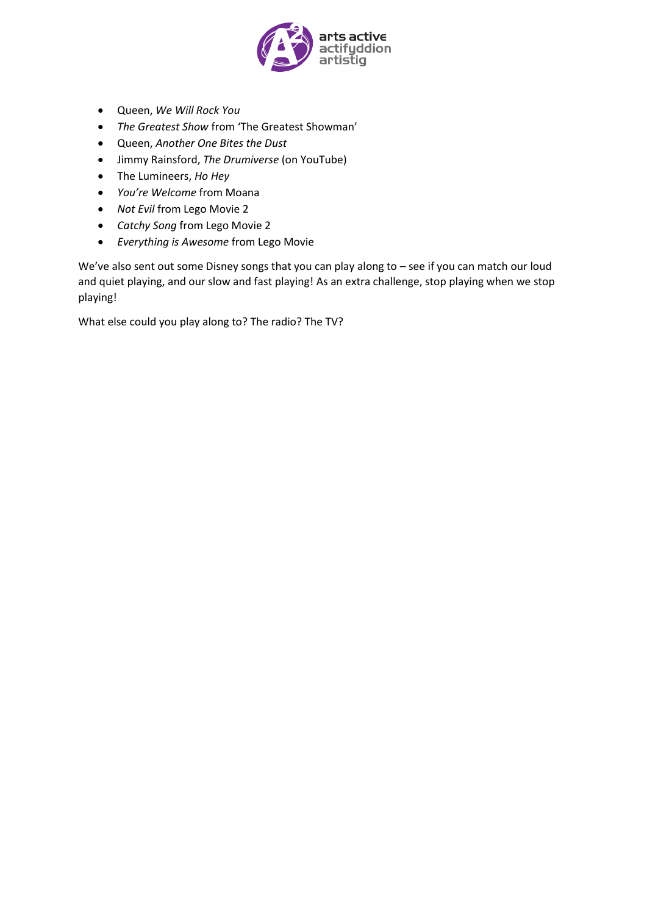- Queen, *We Will Rock You*
- *The Greatest Show* from 'The Greatest Showman'
- Queen, *Another One Bites the Dust*
- Jimmy Rainsford, *The Drumiverse* (on YouTube)
- The Lumineers, *Ho Hey*
- *You're Welcome* from Moana
- *Not Evil* from Lego Movie 2
- *Catchy Song* from Lego Movie 2
- *Everything is Awesome* from Lego Movie

We've also sent out some Disney songs that you can play along to – see if you can match our loud and quiet playing, and our slow and fast playing! As an extra challenge, stop playing when we stop playing!

What else could you play along to? The radio? The TV?